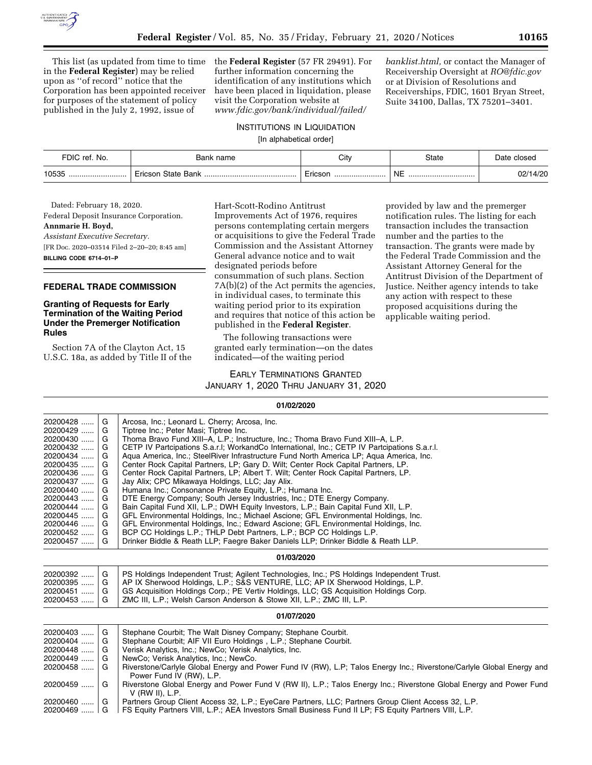This list (as updated from time to time in the **Federal Register**) may be relied upon as ''of record'' notice that the Corporation has been appointed receiver for purposes of the statement of policy published in the July 2, 1992, issue of the **Federal Register** (57 FR 29491). For further information concerning the identification of any institutions which have been placed in liquidation, please visit the Corporation website at *www.fdic.gov/bank/individual/failed/banklist.html,* or contact the Manager of Receivership Oversight at *RO@fdic.gov* or at Division of Resolutions and Receiverships, FDIC, 1601 Bryan Street, Suite 34100, Dallas, TX 75201–3401.

INSTITUTIONS IN LIQUIDATION

[In alphabetical order]

| FDIC ref. No. | Bank name | City | State | Date closed |
|---|---|---|---|---|
| 10535 | Ericson State Bank | Ericson | NE | 02/14/20 |

Dated: February 18, 2020.

Federal Deposit Insurance Corporation.

**Annmarie H. Boyd,**

*Assistant Executive Secretary.*

[FR Doc. 2020–03514 Filed 2–20–20; 8:45 am]

**BILLING CODE 6714–01–P**

## FEDERAL TRADE COMMISSION

### Granting of Requests for Early Termination of the Waiting Period Under the Premerger Notification Rules

Section 7A of the Clayton Act, 15 U.S.C. 18a, as added by Title II of the Hart-Scott-Rodino Antitrust Improvements Act of 1976, requires persons contemplating certain mergers or acquisitions to give the Federal Trade Commission and the Assistant Attorney General advance notice and to wait designated periods before consummation of such plans. Section 7A(b)(2) of the Act permits the agencies, in individual cases, to terminate this waiting period prior to its expiration and requires that notice of this action be published in the **Federal Register**.

The following transactions were granted early termination—on the dates indicated—of the waiting period provided by law and the premerger notification rules. The listing for each transaction includes the transaction number and the parties to the transaction. The grants were made by the Federal Trade Commission and the Assistant Attorney General for the Antitrust Division of the Department of Justice. Neither agency intends to take any action with respect to these proposed acquisitions during the applicable waiting period.

EARLY TERMINATIONS GRANTED
JANUARY 1, 2020 THRU JANUARY 31, 2020

| | | |
|---|---|---|
| **01/02/2020** | | |
| 20200428 | G | Arcosa, Inc.; Leonard L. Cherry; Arcosa, Inc. |
| 20200429 | G | Tiptree Inc.; Peter Masi; Tiptree Inc. |
| 20200430 | G | Thoma Bravo Fund XIII–A, L.P.; Instructure, Inc.; Thoma Bravo Fund XIII–A, L.P. |
| 20200432 | G | CETP IV Partcipations S.a.r.l; WorkandCo International, Inc.; CETP IV Partcipations S.a.r.l. |
| 20200434 | G | Aqua America, Inc.; SteelRiver Infrastructure Fund North America LP; Aqua America, Inc. |
| 20200435 | G | Center Rock Capital Partners, LP; Gary D. Wilt; Center Rock Capital Partners, LP. |
| 20200436 | G | Center Rock Capital Partners, LP; Albert T. Wilt; Center Rock Capital Partners, LP. |
| 20200437 | G | Jay Alix; CPC Mikawaya Holdings, LLC; Jay Alix. |
| 20200440 | G | Humana Inc.; Consonance Private Equity, L.P.; Humana Inc. |
| 20200443 | G | DTE Energy Company; South Jersey Industries, Inc.; DTE Energy Company. |
| 20200444 | G | Bain Capital Fund XII, L.P.; DWH Equity Investors, L.P.; Bain Capital Fund XII, L.P. |
| 20200445 | G | GFL Environmental Holdings, Inc.; Michael Ascione; GFL Environmental Holdings, Inc. |
| 20200446 | G | GFL Environmental Holdings, Inc.; Edward Ascione; GFL Environmental Holdings, Inc. |
| 20200452 | G | BCP CC Holdings L.P.; THLP Debt Partners, L.P.; BCP CC Holdings L.P. |
| 20200457 | G | Drinker Biddle & Reath LLP; Faegre Baker Daniels LLP; Drinker Biddle & Reath LLP. |
| **01/03/2020** | | |
| 20200392 | G | PS Holdings Independent Trust; Agilent Technologies, Inc.; PS Holdings Independent Trust. |
| 20200395 | G | AP IX Sherwood Holdings, L.P.; S&S VENTURE, LLC; AP IX Sherwood Holdings, L.P. |
| 20200451 | G | GS Acquisition Holdings Corp.; PE Vertiv Holdings, LLC; GS Acquisition Holdings Corp. |
| 20200453 | G | ZMC III, L.P.; Welsh Carson Anderson & Stowe XII, L.P.; ZMC III, L.P. |
| **01/07/2020** | | |
| 20200403 | G | Stephane Courbit; The Walt Disney Company; Stephane Courbit. |
| 20200404 | G | Stephane Courbit; AIF VII Euro Holdings , L.P.; Stephane Courbit. |
| 20200448 | G | Verisk Analytics, Inc.; NewCo; Verisk Analytics, Inc. |
| 20200449 | G | NewCo; Verisk Analytics, Inc.; NewCo. |
| 20200458 | G | Riverstone/Carlyle Global Energy and Power Fund IV (RW), L.P; Talos Energy Inc.; Riverstone/Carlyle Global Energy and Power Fund IV (RW), L.P. |
| 20200459 | G | Riverstone Global Energy and Power Fund V (RW II), L.P.; Talos Energy Inc.; Riverstone Global Energy and Power Fund V (RW II), L.P. |
| 20200460 | G | Partners Group Client Access 32, L.P.; EyeCare Partners, LLC; Partners Group Client Access 32, L.P. |
| 20200469 | G | FS Equity Partners VIII, L.P.; AEA Investors Small Business Fund II LP; FS Equity Partners VIII, L.P. |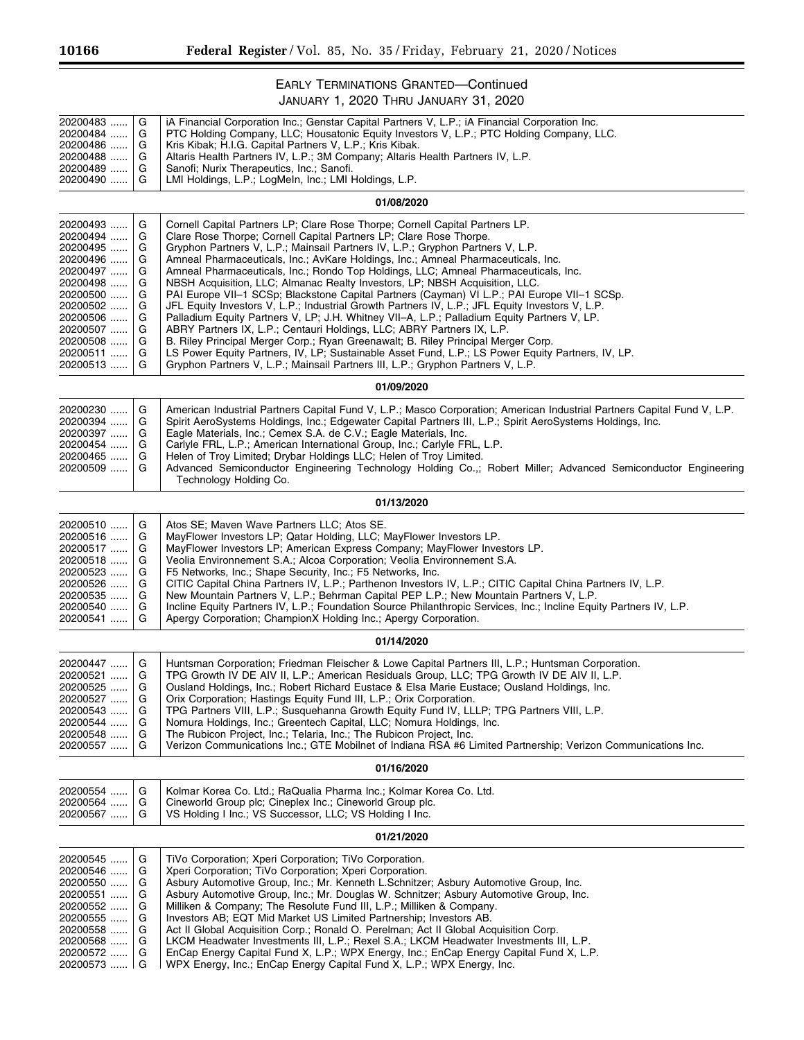EARLY TERMINATIONS GRANTED—Continued

JANUARY 1, 2020 THRU JANUARY 31, 2020

| | | |
|---|---|---|
| 20200483 ...... | G | iA Financial Corporation Inc.; Genstar Capital Partners V, L.P.; iA Financial Corporation Inc. |
| 20200484 ...... | G | PTC Holding Company, LLC; Housatonic Equity Investors V, L.P.; PTC Holding Company, LLC. |
| 20200486 ...... | G | Kris Kibak; H.I.G. Capital Partners V, L.P.; Kris Kibak. |
| 20200488 ...... | G | Altaris Health Partners IV, L.P.; 3M Company; Altaris Health Partners IV, L.P. |
| 20200489 ...... | G | Sanofi; Nurix Therapeutics, Inc.; Sanofi. |
| 20200490 ...... | G | LMI Holdings, L.P.; LogMeIn, Inc.; LMI Holdings, L.P. |
| | | **01/08/2020** |
| 20200493 ...... | G | Cornell Capital Partners LP; Clare Rose Thorpe; Cornell Capital Partners LP. |
| 20200494 ...... | G | Clare Rose Thorpe; Cornell Capital Partners LP; Clare Rose Thorpe. |
| 20200495 ...... | G | Gryphon Partners V, L.P.; Mainsail Partners IV, L.P.; Gryphon Partners V, L.P. |
| 20200496 ...... | G | Amneal Pharmaceuticals, Inc.; AvKare Holdings, Inc.; Amneal Pharmaceuticals, Inc. |
| 20200497 ...... | G | Amneal Pharmaceuticals, Inc.; Rondo Top Holdings, LLC; Amneal Pharmaceuticals, Inc. |
| 20200498 ...... | G | NBSH Acquisition, LLC; Almanac Realty Investors, LP; NBSH Acquisition, LLC. |
| 20200500 ...... | G | PAI Europe VII–1 SCSp; Blackstone Capital Partners (Cayman) VI L.P.; PAI Europe VII–1 SCSp. |
| 20200502 ...... | G | JFL Equity Investors V, L.P.; Industrial Growth Partners IV, L.P.; JFL Equity Investors V, L.P. |
| 20200506 ...... | G | Palladium Equity Partners V, LP; J.H. Whitney VII–A, L.P.; Palladium Equity Partners V, LP. |
| 20200507 ...... | G | ABRY Partners IX, L.P.; Centauri Holdings, LLC; ABRY Partners IX, L.P. |
| 20200508 ...... | G | B. Riley Principal Merger Corp.; Ryan Greenawalt; B. Riley Principal Merger Corp. |
| 20200511 ...... | G | LS Power Equity Partners, IV, LP; Sustainable Asset Fund, L.P.; LS Power Equity Partners, IV, LP. |
| 20200513 ...... | G | Gryphon Partners V, L.P.; Mainsail Partners III, L.P.; Gryphon Partners V, L.P. |
| | | **01/09/2020** |
| 20200230 ...... | G | American Industrial Partners Capital Fund V, L.P.; Masco Corporation; American Industrial Partners Capital Fund V, L.P. |
| 20200394 ...... | G | Spirit AeroSystems Holdings, Inc.; Edgewater Capital Partners III, L.P.; Spirit AeroSystems Holdings, Inc. |
| 20200397 ...... | G | Eagle Materials, Inc.; Cemex S.A. de C.V.; Eagle Materials, Inc. |
| 20200454 ...... | G | Carlyle FRL, L.P.; American International Group, Inc.; Carlyle FRL, L.P. |
| 20200465 ...... | G | Helen of Troy Limited; Drybar Holdings LLC; Helen of Troy Limited. |
| 20200509 ...... | G | Advanced Semiconductor Engineering Technology Holding Co.,; Robert Miller; Advanced Semiconductor Engineering Technology Holding Co. |
| | | **01/13/2020** |
| 20200510 ...... | G | Atos SE; Maven Wave Partners LLC; Atos SE. |
| 20200516 ...... | G | MayFlower Investors LP; Qatar Holding, LLC; MayFlower Investors LP. |
| 20200517 ...... | G | MayFlower Investors LP; American Express Company; MayFlower Investors LP. |
| 20200518 ...... | G | Veolia Environnement S.A.; Alcoa Corporation; Veolia Environnement S.A. |
| 20200523 ...... | G | F5 Networks, Inc.; Shape Security, Inc.; F5 Networks, Inc. |
| 20200526 ...... | G | CITIC Capital China Partners IV, L.P.; Parthenon Investors IV, L.P.; CITIC Capital China Partners IV, L.P. |
| 20200535 ...... | G | New Mountain Partners V, L.P.; Behrman Capital PEP L.P.; New Mountain Partners V, L.P. |
| 20200540 ...... | G | Incline Equity Partners IV, L.P.; Foundation Source Philanthropic Services, Inc.; Incline Equity Partners IV, L.P. |
| 20200541 ...... | G | Apergy Corporation; ChampionX Holding Inc.; Apergy Corporation. |
| | | **01/14/2020** |
| 20200447 ...... | G | Huntsman Corporation; Friedman Fleischer & Lowe Capital Partners III, L.P.; Huntsman Corporation. |
| 20200521 ...... | G | TPG Growth IV DE AIV II, L.P.; American Residuals Group, LLC; TPG Growth IV DE AIV II, L.P. |
| 20200525 ...... | G | Ousland Holdings, Inc.; Robert Richard Eustace & Elsa Marie Eustace; Ousland Holdings, Inc. |
| 20200527 ...... | G | Orix Corporation; Hastings Equity Fund III, L.P.; Orix Corporation. |
| 20200543 ...... | G | TPG Partners VIII, L.P.; Susquehanna Growth Equity Fund IV, LLLP; TPG Partners VIII, L.P. |
| 20200544 ...... | G | Nomura Holdings, Inc.; Greentech Capital, LLC; Nomura Holdings, Inc. |
| 20200548 ...... | G | The Rubicon Project, Inc.; Telaria, Inc.; The Rubicon Project, Inc. |
| 20200557 ...... | G | Verizon Communications Inc.; GTE Mobilnet of Indiana RSA #6 Limited Partnership; Verizon Communications Inc. |
| | | **01/16/2020** |
| 20200554 ...... | G | Kolmar Korea Co. Ltd.; RaQualia Pharma Inc.; Kolmar Korea Co. Ltd. |
| 20200564 ...... | G | Cineworld Group plc; Cineplex Inc.; Cineworld Group plc. |
| 20200567 ...... | G | VS Holding I Inc.; VS Successor, LLC; VS Holding I Inc. |
| | | **01/21/2020** |
| 20200545 ...... | G | TiVo Corporation; Xperi Corporation; TiVo Corporation. |
| 20200546 ...... | G | Xperi Corporation; TiVo Corporation; Xperi Corporation. |
| 20200550 ...... | G | Asbury Automotive Group, Inc.; Mr. Kenneth L.Schnitzer; Asbury Automotive Group, Inc. |
| 20200551 ...... | G | Asbury Automotive Group, Inc.; Mr. Douglas W. Schnitzer; Asbury Automotive Group, Inc. |
| 20200552 ...... | G | Milliken & Company; The Resolute Fund III, L.P.; Milliken & Company. |
| 20200555 ...... | G | Investors AB; EQT Mid Market US Limited Partnership; Investors AB. |
| 20200558 ...... | G | Act II Global Acquisition Corp.; Ronald O. Perelman; Act II Global Acquisition Corp. |
| 20200568 ...... | G | LKCM Headwater Investments III, L.P.; Rexel S.A.; LKCM Headwater Investments III, L.P. |
| 20200572 ...... | G | EnCap Energy Capital Fund X, L.P.; WPX Energy, Inc.; EnCap Energy Capital Fund X, L.P. |
| 20200573 ...... | G | WPX Energy, Inc.; EnCap Energy Capital Fund X, L.P.; WPX Energy, Inc. |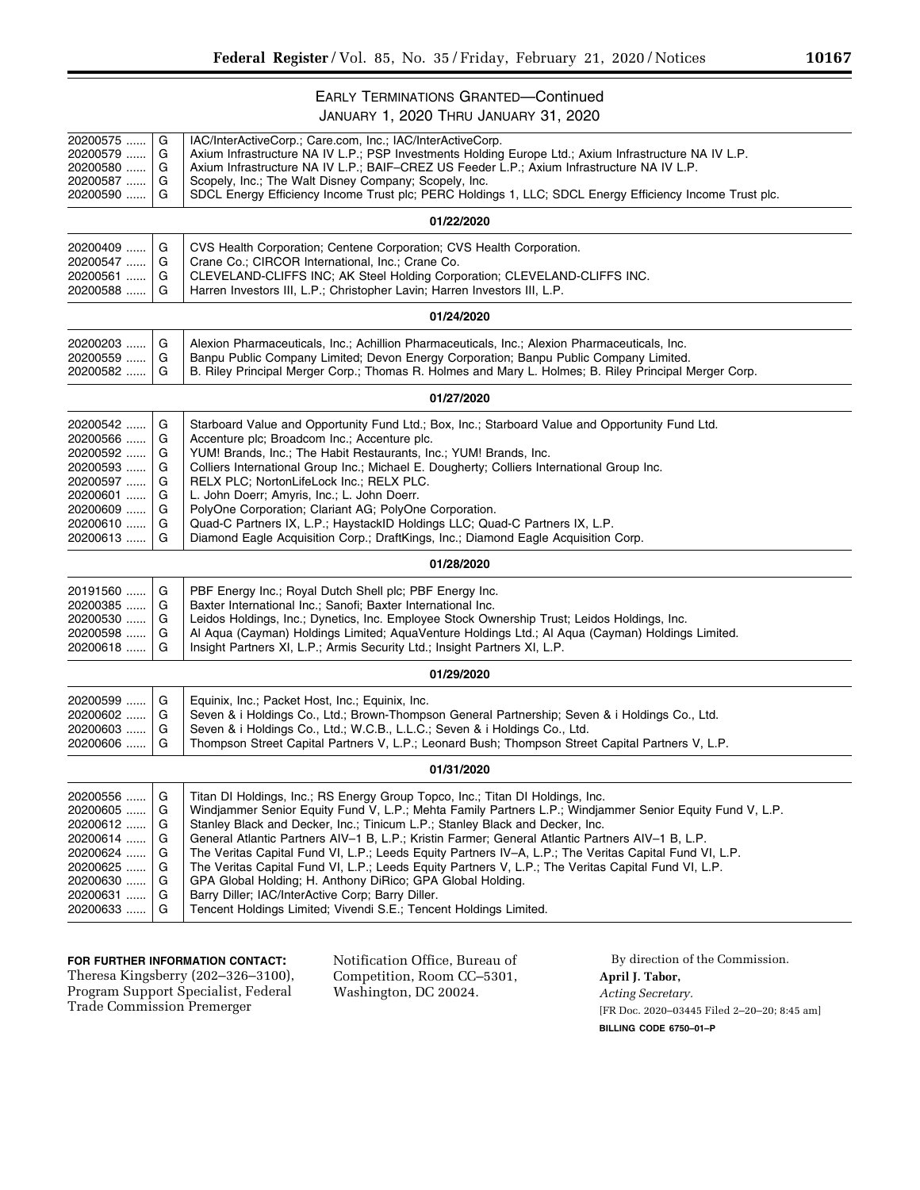EARLY TERMINATIONS GRANTED—Continued

JANUARY 1, 2020 THRU JANUARY 31, 2020

| | | |
|---|---|---|
| 20200575 ...... | G | IAC/InterActiveCorp.; Care.com, Inc.; IAC/InterActiveCorp. |
| 20200579 ...... | G | Axium Infrastructure NA IV L.P.; PSP Investments Holding Europe Ltd.; Axium Infrastructure NA IV L.P. |
| 20200580 ...... | G | Axium Infrastructure NA IV L.P.; BAIF–CREZ US Feeder L.P.; Axium Infrastructure NA IV L.P. |
| 20200587 ...... | G | Scopely, Inc.; The Walt Disney Company; Scopely, Inc. |
| 20200590 ...... | G | SDCL Energy Efficiency Income Trust plc; PERC Holdings 1, LLC; SDCL Energy Efficiency Income Trust plc. |
| | | **01/22/2020** |
| 20200409 ...... | G | CVS Health Corporation; Centene Corporation; CVS Health Corporation. |
| 20200547 ...... | G | Crane Co.; CIRCOR International, Inc.; Crane Co. |
| 20200561 ...... | G | CLEVELAND-CLIFFS INC; AK Steel Holding Corporation; CLEVELAND-CLIFFS INC. |
| 20200588 ...... | G | Harren Investors III, L.P.; Christopher Lavin; Harren Investors III, L.P. |
| | | **01/24/2020** |
| 20200203 ...... | G | Alexion Pharmaceuticals, Inc.; Achillion Pharmaceuticals, Inc.; Alexion Pharmaceuticals, Inc. |
| 20200559 ...... | G | Banpu Public Company Limited; Devon Energy Corporation; Banpu Public Company Limited. |
| 20200582 ...... | G | B. Riley Principal Merger Corp.; Thomas R. Holmes and Mary L. Holmes; B. Riley Principal Merger Corp. |
| | | **01/27/2020** |
| 20200542 ...... | G | Starboard Value and Opportunity Fund Ltd.; Box, Inc.; Starboard Value and Opportunity Fund Ltd. |
| 20200566 ...... | G | Accenture plc; Broadcom Inc.; Accenture plc. |
| 20200592 ...... | G | YUM! Brands, Inc.; The Habit Restaurants, Inc.; YUM! Brands, Inc. |
| 20200593 ...... | G | Colliers International Group Inc.; Michael E. Dougherty; Colliers International Group Inc. |
| 20200597 ...... | G | RELX PLC; NortonLifeLock Inc.; RELX PLC. |
| 20200601 ...... | G | L. John Doerr; Amyris, Inc.; L. John Doerr. |
| 20200609 ...... | G | PolyOne Corporation; Clariant AG; PolyOne Corporation. |
| 20200610 ...... | G | Quad-C Partners IX, L.P.; HaystackID Holdings LLC; Quad-C Partners IX, L.P. |
| 20200613 ...... | G | Diamond Eagle Acquisition Corp.; DraftKings, Inc.; Diamond Eagle Acquisition Corp. |
| | | **01/28/2020** |
| 20191560 ...... | G | PBF Energy Inc.; Royal Dutch Shell plc; PBF Energy Inc. |
| 20200385 ...... | G | Baxter International Inc.; Sanofi; Baxter International Inc. |
| 20200530 ...... | G | Leidos Holdings, Inc.; Dynetics, Inc. Employee Stock Ownership Trust; Leidos Holdings, Inc. |
| 20200598 ...... | G | AI Aqua (Cayman) Holdings Limited; AquaVenture Holdings Ltd.; AI Aqua (Cayman) Holdings Limited. |
| 20200618 ...... | G | Insight Partners XI, L.P.; Armis Security Ltd.; Insight Partners XI, L.P. |
| | | **01/29/2020** |
| 20200599 ...... | G | Equinix, Inc.; Packet Host, Inc.; Equinix, Inc. |
| 20200602 ...... | G | Seven & i Holdings Co., Ltd.; Brown-Thompson General Partnership; Seven & i Holdings Co., Ltd. |
| 20200603 ...... | G | Seven & i Holdings Co., Ltd.; W.C.B., L.L.C.; Seven & i Holdings Co., Ltd. |
| 20200606 ...... | G | Thompson Street Capital Partners V, L.P.; Leonard Bush; Thompson Street Capital Partners V, L.P. |
| | | **01/31/2020** |
| 20200556 ...... | G | Titan DI Holdings, Inc.; RS Energy Group Topco, Inc.; Titan DI Holdings, Inc. |
| 20200605 ...... | G | Windjammer Senior Equity Fund V, L.P.; Mehta Family Partners L.P.; Windjammer Senior Equity Fund V, L.P. |
| 20200612 ...... | G | Stanley Black and Decker, Inc.; Tinicum L.P.; Stanley Black and Decker, Inc. |
| 20200614 ...... | G | General Atlantic Partners AIV–1 B, L.P.; Kristin Farmer; General Atlantic Partners AIV–1 B, L.P. |
| 20200624 ...... | G | The Veritas Capital Fund VI, L.P.; Leeds Equity Partners IV–A, L.P.; The Veritas Capital Fund VI, L.P. |
| 20200625 ...... | G | The Veritas Capital Fund VI, L.P.; Leeds Equity Partners V, L.P.; The Veritas Capital Fund VI, L.P. |
| 20200630 ...... | G | GPA Global Holding; H. Anthony DiRico; GPA Global Holding. |
| 20200631 ...... | G | Barry Diller; IAC/InterActive Corp; Barry Diller. |
| 20200633 ...... | G | Tencent Holdings Limited; Vivendi S.E.; Tencent Holdings Limited. |

**FOR FURTHER INFORMATION CONTACT:** Theresa Kingsberry (202–326–3100), Program Support Specialist, Federal Trade Commission Premerger Notification Office, Bureau of Competition, Room CC–5301, Washington, DC 20024.

By direction of the Commission.

**April J. Tabor,**

*Acting Secretary.*

[FR Doc. 2020–03445 Filed 2–20–20; 8:45 am]

**BILLING CODE 6750–01–P**